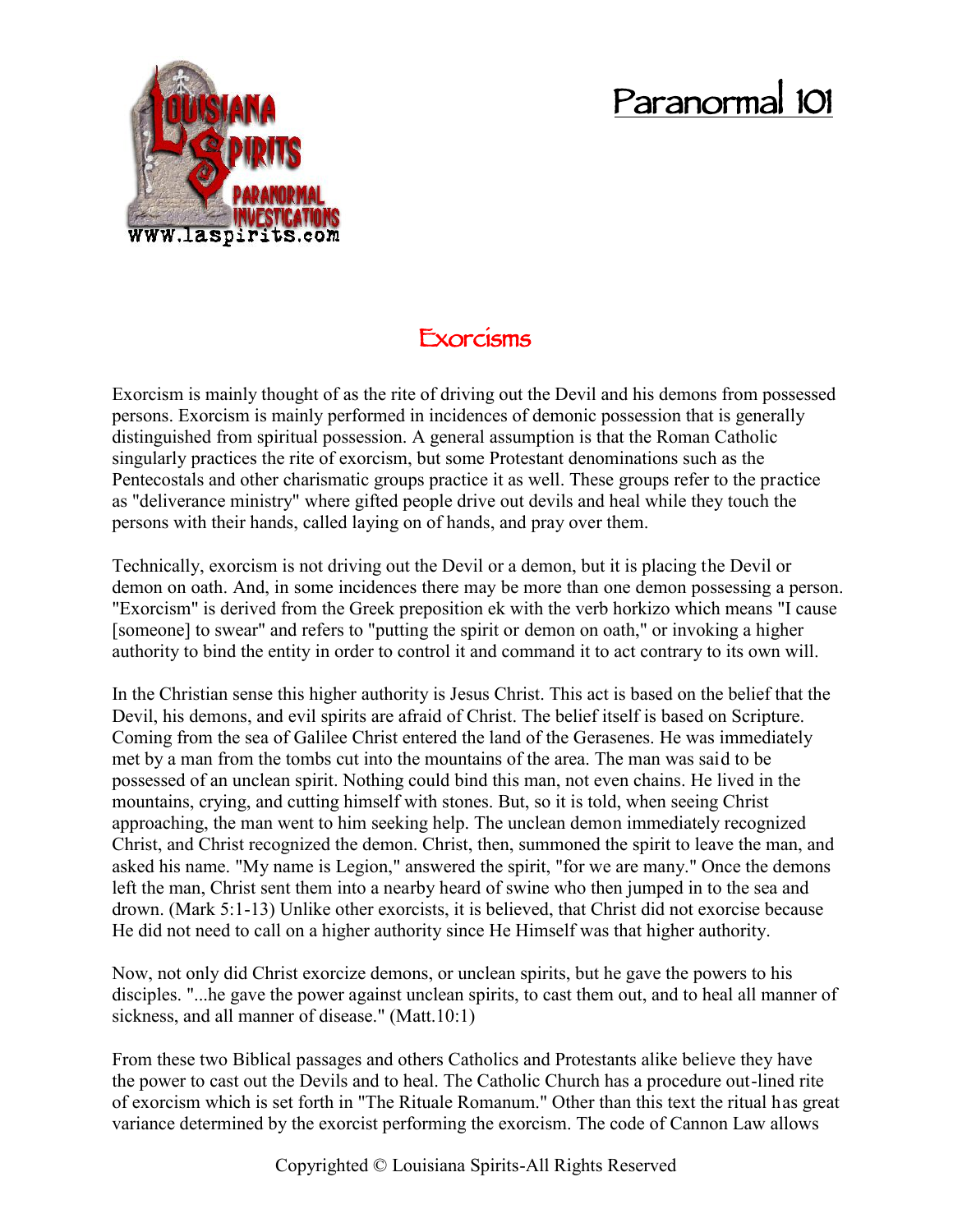# Paranormal 101

## Exorcisms

Exorcism is mainly thought of as the rite of driving out the Devil and his demons from possessed persons. Exorcism is mainly performed in incidences of demonic possession that is generally distinguished from spiritual possession. A general assumption is that the Roman Catholic singularly practices the rite of exorcism, but some Protestant denominations such as the Pentecostals and other charismatic groups practice it as well. These groups refer to the practice as "deliverance ministry" where gifted people drive out devils and heal while they touch the persons with their hands, called laying on of hands, and pray over them.

Technically, exorcism is not driving out the Devil or a demon, but it is placing the Devil or demon on oath. And, in some incidences there may be more than one demon possessing a person. "Exorcism" is derived from the Greek preposition ek with the verb horkizo which means "I cause [someone] to swear" and refers to "putting the spirit or demon on oath," or invoking a higher authority to bind the entity in order to control it and command it to act contrary to its own will.

In the Christian sense this higher authority is Jesus Christ. This act is based on the belief that the Devil, his demons, and evil spirits are afraid of Christ. The belief itself is based on Scripture. Coming from the sea of Galilee Christ entered the land of the Gerasenes. He was immediately met by a man from the tombs cut into the mountains of the area. The man was said to be possessed of an unclean spirit. Nothing could bind this man, not even chains. He lived in the mountains, crying, and cutting himself with stones. But, so it is told, when seeing Christ approaching, the man went to him seeking help. The unclean demon immediately recognized Christ, and Christ recognized the demon. Christ, then, summoned the spirit to leave the man, and asked his name. "My name is Legion," answered the spirit, "for we are many." Once the demons left the man, Christ sent them into a nearby heard of swine who then jumped in to the sea and drown. (Mark 5:1-13) Unlike other exorcists, it is believed, that Christ did not exorcise because He did not need to call on a higher authority since He Himself was that higher authority.

Now, not only did Christ exorcize demons, or unclean spirits, but he gave the powers to his disciples. "...he gave the power against unclean spirits, to cast them out, and to heal all manner of sickness, and all manner of disease." (Matt.10:1)

From these two Biblical passages and others Catholics and Protestants alike believe they have the power to cast out the Devils and to heal. The Catholic Church has a procedure out-lined rite of exorcism which is set forth in "The Rituale Romanum." Other than this text the ritual has great variance determined by the exorcist performing the exorcism. The code of Cannon Law allows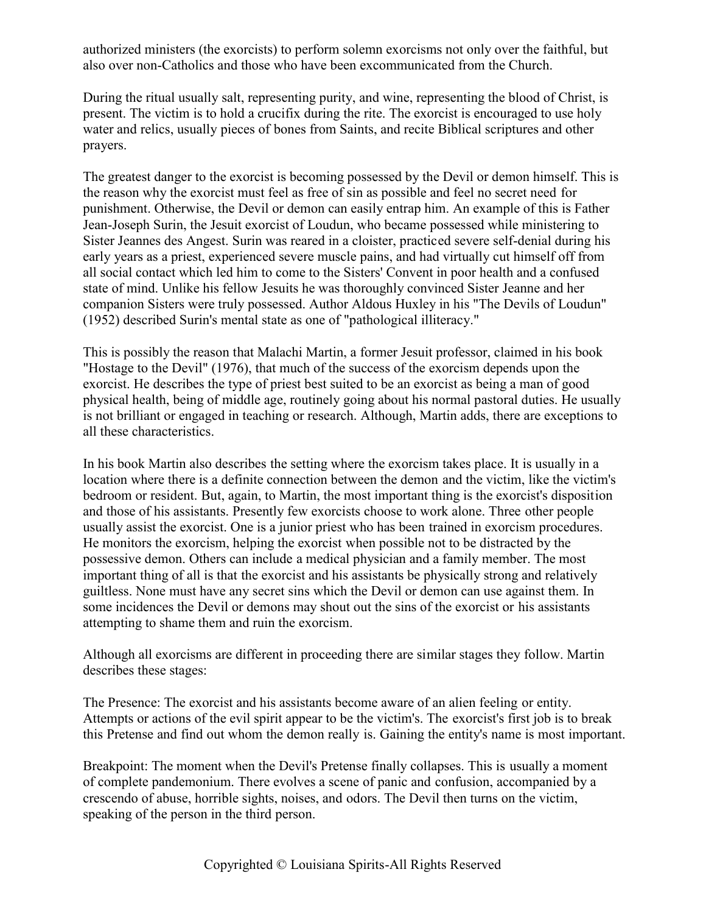authorized ministers (the exorcists) to perform solemn exorcisms not only over the faithful, but also over non-Catholics and those who have been excommunicated from the Church.

During the ritual usually salt, representing purity, and wine, representing the blood of Christ, is present. The victim is to hold a crucifix during the rite. The exorcist is encouraged to use holy water and relics, usually pieces of bones from Saints, and recite Biblical scriptures and other prayers.

The greatest danger to the exorcist is becoming possessed by the Devil or demon himself. This is the reason why the exorcist must feel as free of sin as possible and feel no secret need for punishment. Otherwise, the Devil or demon can easily entrap him. An example of this is Father Jean-Joseph Surin, the Jesuit exorcist of Loudun, who became possessed while ministering to Sister Jeannes des Angest. Surin was reared in a cloister, practiced severe self-denial during his early years as a priest, experienced severe muscle pains, and had virtually cut himself off from all social contact which led him to come to the Sisters' Convent in poor health and a confused state of mind. Unlike his fellow Jesuits he was thoroughly convinced Sister Jeanne and her companion Sisters were truly possessed. Author Aldous Huxley in his "The Devils of Loudun" (1952) described Surin's mental state as one of "pathological illiteracy."

This is possibly the reason that Malachi Martin, a former Jesuit professor, claimed in his book "Hostage to the Devil" (1976), that much of the success of the exorcism depends upon the exorcist. He describes the type of priest best suited to be an exorcist as being a man of good physical health, being of middle age, routinely going about his normal pastoral duties. He usually is not brilliant or engaged in teaching or research. Although, Martin adds, there are exceptions to all these characteristics.

In his book Martin also describes the setting where the exorcism takes place. It is usually in a location where there is a definite connection between the demon and the victim, like the victim's bedroom or resident. But, again, to Martin, the most important thing is the exorcist's disposition and those of his assistants. Presently few exorcists choose to work alone. Three other people usually assist the exorcist. One is a junior priest who has been trained in exorcism procedures. He monitors the exorcism, helping the exorcist when possible not to be distracted by the possessive demon. Others can include a medical physician and a family member. The most important thing of all is that the exorcist and his assistants be physically strong and relatively guiltless. None must have any secret sins which the Devil or demon can use against them. In some incidences the Devil or demons may shout out the sins of the exorcist or his assistants attempting to shame them and ruin the exorcism.

Although all exorcisms are different in proceeding there are similar stages they follow. Martin describes these stages:

The Presence: The exorcist and his assistants become aware of an alien feeling or entity. Attempts or actions of the evil spirit appear to be the victim's. The exorcist's first job is to break this Pretense and find out whom the demon really is. Gaining the entity's name is most important.

Breakpoint: The moment when the Devil's Pretense finally collapses. This is usually a moment of complete pandemonium. There evolves a scene of panic and confusion, accompanied by a crescendo of abuse, horrible sights, noises, and odors. The Devil then turns on the victim, speaking of the person in the third person.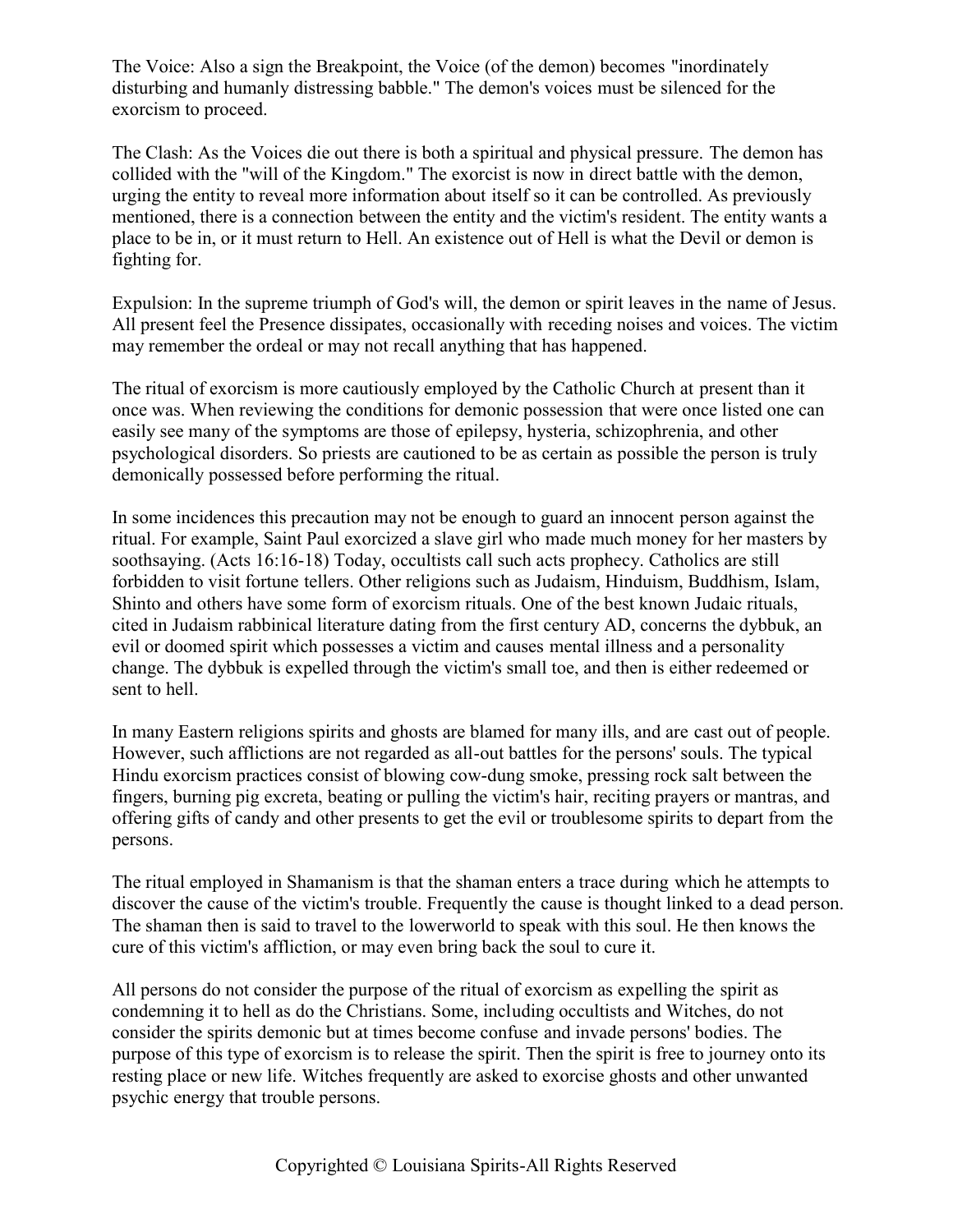The Voice: Also a sign the Breakpoint, the Voice (of the demon) becomes "inordinately disturbing and humanly distressing babble." The demon's voices must be silenced for the exorcism to proceed.

The Clash: As the Voices die out there is both a spiritual and physical pressure. The demon has collided with the "will of the Kingdom." The exorcist is now in direct battle with the demon, urging the entity to reveal more information about itself so it can be controlled. As previously mentioned, there is a connection between the entity and the victim's resident. The entity wants a place to be in, or it must return to Hell. An existence out of Hell is what the Devil or demon is fighting for.

Expulsion: In the supreme triumph of God's will, the demon or spirit leaves in the name of Jesus. All present feel the Presence dissipates, occasionally with receding noises and voices. The victim may remember the ordeal or may not recall anything that has happened.

The ritual of exorcism is more cautiously employed by the Catholic Church at present than it once was. When reviewing the conditions for demonic possession that were once listed one can easily see many of the symptoms are those of epilepsy, hysteria, schizophrenia, and other psychological disorders. So priests are cautioned to be as certain as possible the person is truly demonically possessed before performing the ritual.

In some incidences this precaution may not be enough to guard an innocent person against the ritual. For example, Saint Paul exorcized a slave girl who made much money for her masters by soothsaying. (Acts 16:16-18) Today, occultists call such acts prophecy. Catholics are still forbidden to visit fortune tellers. Other religions such as Judaism, Hinduism, Buddhism, Islam, Shinto and others have some form of exorcism rituals. One of the best known Judaic rituals, cited in Judaism rabbinical literature dating from the first century AD, concerns the dybbuk, an evil or doomed spirit which possesses a victim and causes mental illness and a personality change. The dybbuk is expelled through the victim's small toe, and then is either redeemed or sent to hell.

In many Eastern religions spirits and ghosts are blamed for many ills, and are cast out of people. However, such afflictions are not regarded as all-out battles for the persons' souls. The typical Hindu exorcism practices consist of blowing cow-dung smoke, pressing rock salt between the fingers, burning pig excreta, beating or pulling the victim's hair, reciting prayers or mantras, and offering gifts of candy and other presents to get the evil or troublesome spirits to depart from the persons.

The ritual employed in Shamanism is that the shaman enters a trace during which he attempts to discover the cause of the victim's trouble. Frequently the cause is thought linked to a dead person. The shaman then is said to travel to the lowerworld to speak with this soul. He then knows the cure of this victim's affliction, or may even bring back the soul to cure it.

All persons do not consider the purpose of the ritual of exorcism as expelling the spirit as condemning it to hell as do the Christians. Some, including occultists and Witches, do not consider the spirits demonic but at times become confuse and invade persons' bodies. The purpose of this type of exorcism is to release the spirit. Then the spirit is free to journey onto its resting place or new life. Witches frequently are asked to exorcise ghosts and other unwanted psychic energy that trouble persons.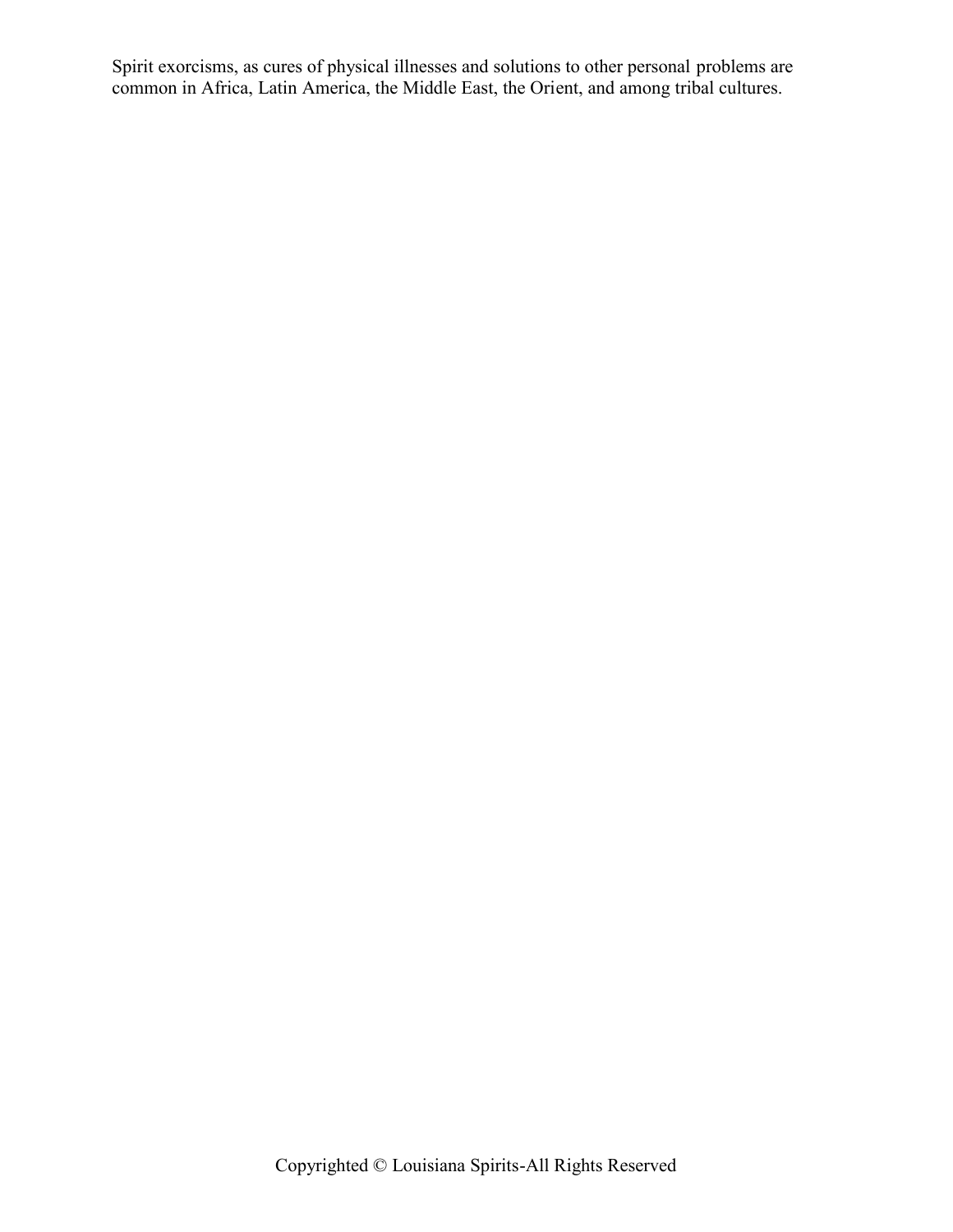Spirit exorcisms, as cures of physical illnesses and solutions to other personal problems are common in Africa, Latin America, the Middle East, the Orient, and among tribal cultures.